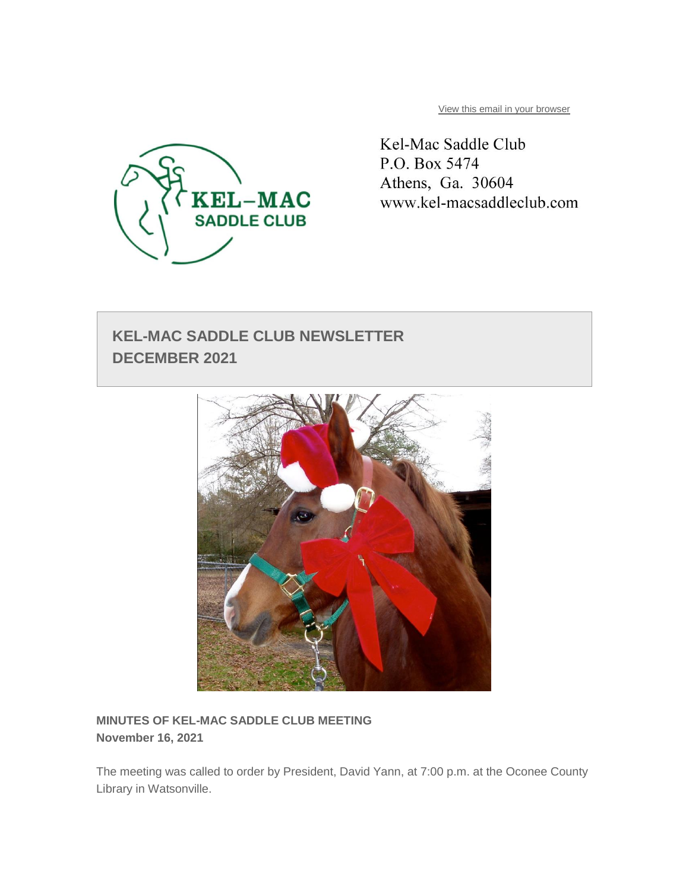View this email in your browser

Kel-Mac Saddle Club
P.O. Box 5474
Athens, Ga. 30604
www.kel-macsaddleclub.com

# KEL-MAC SADDLE CLUB NEWSLETTER
# DECEMBER 2021

**MINUTES OF KEL-MAC SADDLE CLUB MEETING**
**November 16, 2021**

The meeting was called to order by President, David Yann, at 7:00 p.m. at the Oconee County Library in Watsonville.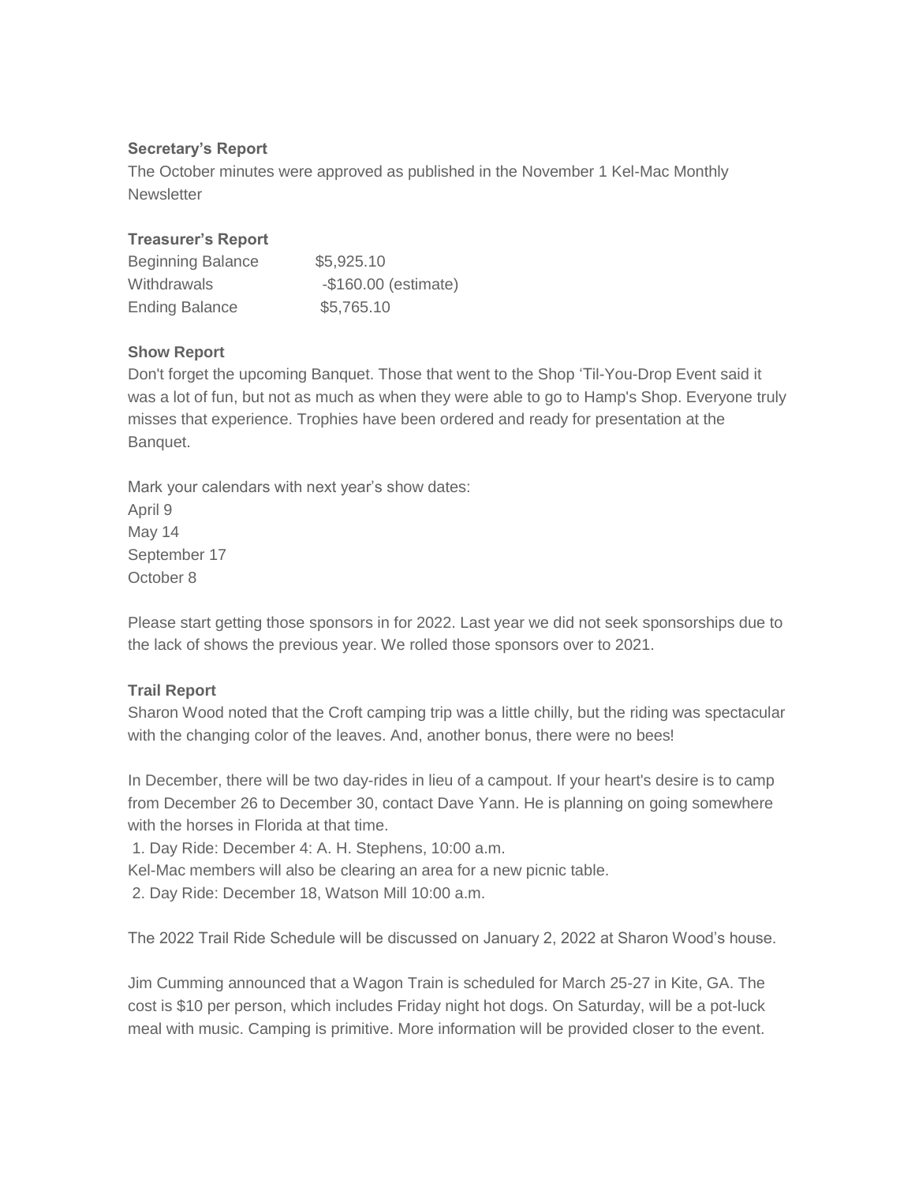**Secretary's Report**

The October minutes were approved as published in the November 1 Kel-Mac Monthly Newsletter

**Treasurer's Report**

| | |
|---|---|
| Beginning Balance | $5,925.10 |
| Withdrawals | -$160.00 (estimate) |
| Ending Balance | $5,765.10 |

**Show Report**

Don't forget the upcoming Banquet. Those that went to the Shop 'Til-You-Drop Event said it was a lot of fun, but not as much as when they were able to go to Hamp's Shop. Everyone truly misses that experience. Trophies have been ordered and ready for presentation at the Banquet.

Mark your calendars with next year's show dates:
April 9
May 14
September 17
October 8

Please start getting those sponsors in for 2022. Last year we did not seek sponsorships due to the lack of shows the previous year. We rolled those sponsors over to 2021.

**Trail Report**

Sharon Wood noted that the Croft camping trip was a little chilly, but the riding was spectacular with the changing color of the leaves. And, another bonus, there were no bees!

In December, there will be two day-rides in lieu of a campout. If your heart's desire is to camp from December 26 to December 30, contact Dave Yann. He is planning on going somewhere with the horses in Florida at that time.

1. Day Ride: December 4: A. H. Stephens, 10:00 a.m.

Kel-Mac members will also be clearing an area for a new picnic table.

2. Day Ride: December 18, Watson Mill 10:00 a.m.

The 2022 Trail Ride Schedule will be discussed on January 2, 2022 at Sharon Wood's house.

Jim Cumming announced that a Wagon Train is scheduled for March 25-27 in Kite, GA. The cost is $10 per person, which includes Friday night hot dogs. On Saturday, will be a pot-luck meal with music. Camping is primitive. More information will be provided closer to the event.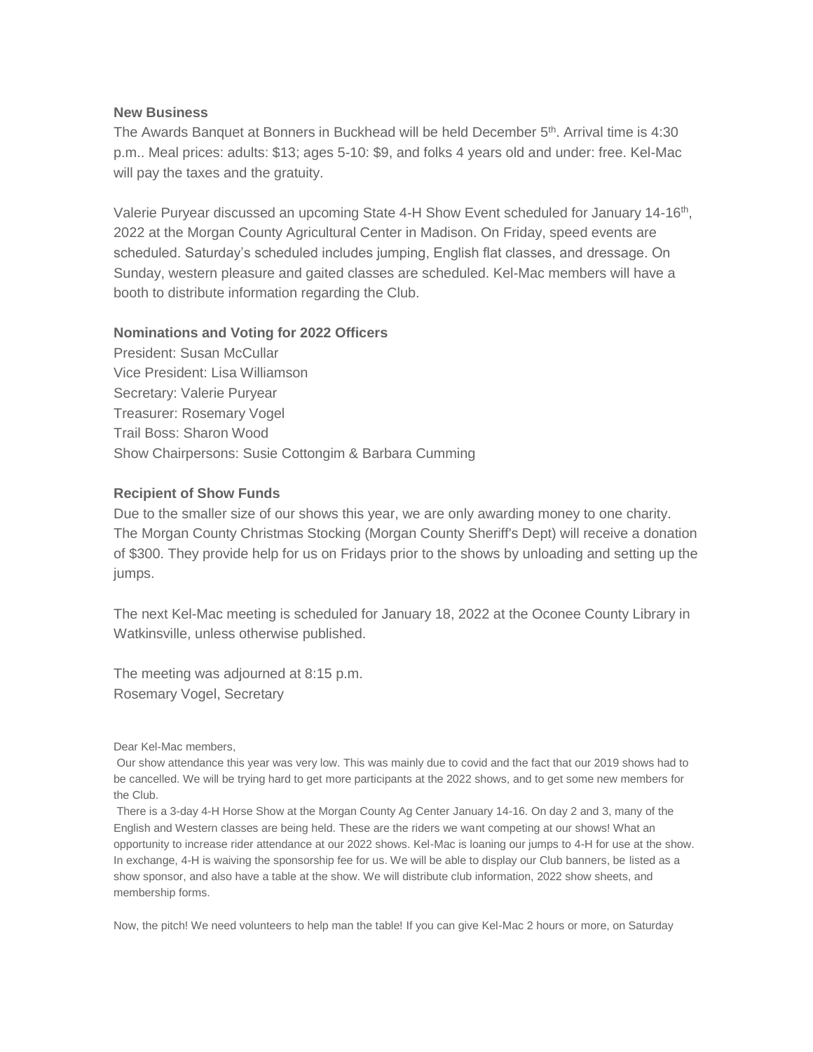**New Business**

The Awards Banquet at Bonners in Buckhead will be held December 5th. Arrival time is 4:30 p.m.. Meal prices: adults: $13; ages 5-10: $9, and folks 4 years old and under: free. Kel-Mac will pay the taxes and the gratuity.

Valerie Puryear discussed an upcoming State 4-H Show Event scheduled for January 14-16th, 2022 at the Morgan County Agricultural Center in Madison. On Friday, speed events are scheduled. Saturday's scheduled includes jumping, English flat classes, and dressage. On Sunday, western pleasure and gaited classes are scheduled. Kel-Mac members will have a booth to distribute information regarding the Club.

**Nominations and Voting for 2022 Officers**

President: Susan McCullar
Vice President: Lisa Williamson
Secretary: Valerie Puryear
Treasurer: Rosemary Vogel
Trail Boss: Sharon Wood
Show Chairpersons: Susie Cottongim & Barbara Cumming

**Recipient of Show Funds**

Due to the smaller size of our shows this year, we are only awarding money to one charity. The Morgan County Christmas Stocking (Morgan County Sheriff's Dept) will receive a donation of $300. They provide help for us on Fridays prior to the shows by unloading and setting up the jumps.

The next Kel-Mac meeting is scheduled for January 18, 2022 at the Oconee County Library in Watkinsville, unless otherwise published.

The meeting was adjourned at 8:15 p.m.
Rosemary Vogel, Secretary

Dear Kel-Mac members,

Our show attendance this year was very low. This was mainly due to covid and the fact that our 2019 shows had to be cancelled. We will be trying hard to get more participants at the 2022 shows, and to get some new members for the Club.

There is a 3-day 4-H Horse Show at the Morgan County Ag Center January 14-16. On day 2 and 3, many of the English and Western classes are being held. These are the riders we want competing at our shows! What an opportunity to increase rider attendance at our 2022 shows. Kel-Mac is loaning our jumps to 4-H for use at the show. In exchange, 4-H is waiving the sponsorship fee for us. We will be able to display our Club banners, be listed as a show sponsor, and also have a table at the show. We will distribute club information, 2022 show sheets, and membership forms.

Now, the pitch! We need volunteers to help man the table! If you can give Kel-Mac 2 hours or more, on Saturday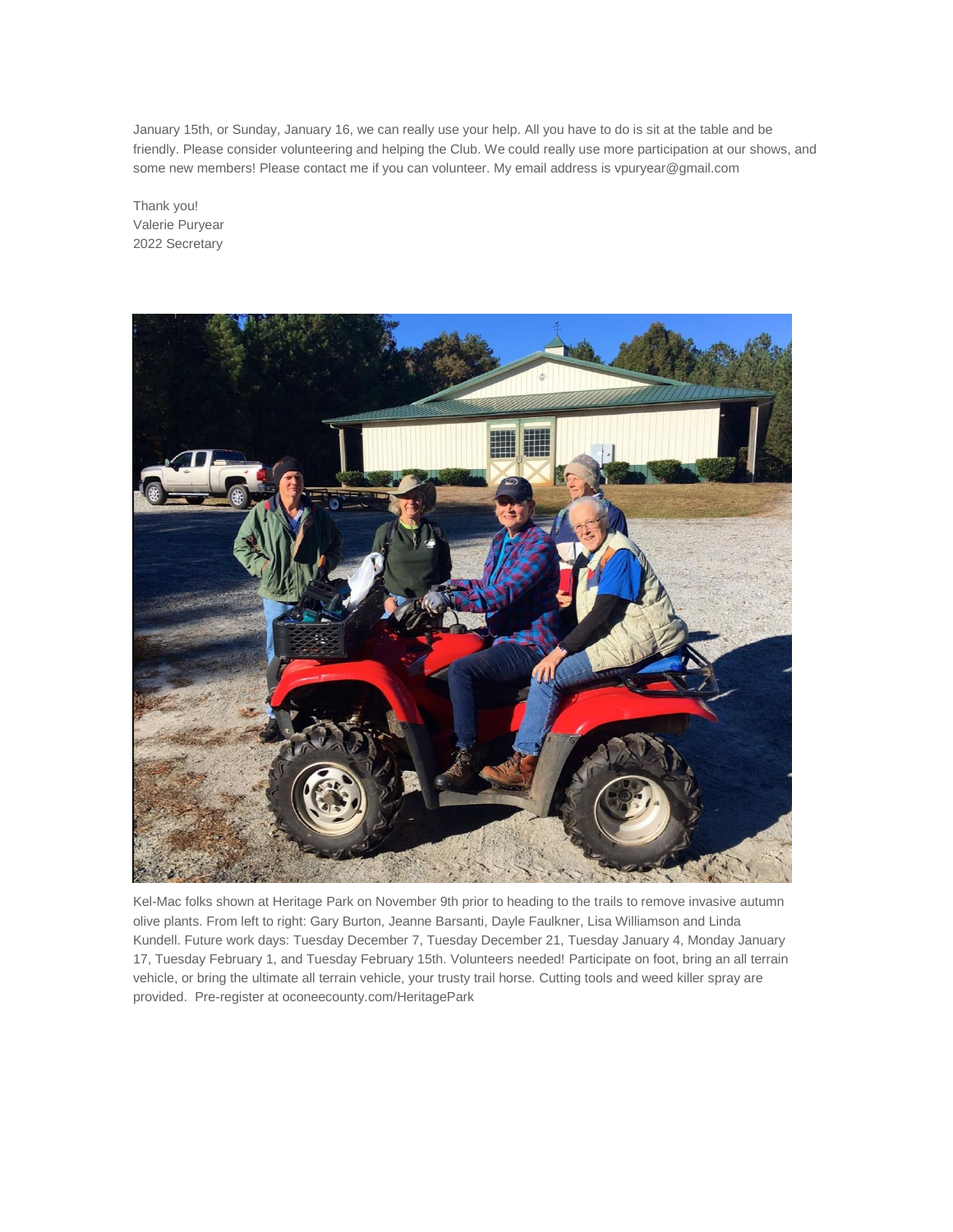January 15th, or Sunday, January 16, we can really use your help. All you have to do is sit at the table and be friendly. Please consider volunteering and helping the Club. We could really use more participation at our shows, and some new members! Please contact me if you can volunteer. My email address is vpuryear@gmail.com

Thank you!
Valerie Puryear
2022 Secretary

Kel-Mac folks shown at Heritage Park on November 9th prior to heading to the trails to remove invasive autumn olive plants. From left to right: Gary Burton, Jeanne Barsanti, Dayle Faulkner, Lisa Williamson and Linda Kundell. Future work days: Tuesday December 7, Tuesday December 21, Tuesday January 4, Monday January 17, Tuesday February 1, and Tuesday February 15th. Volunteers needed! Participate on foot, bring an all terrain vehicle, or bring the ultimate all terrain vehicle, your trusty trail horse. Cutting tools and weed killer spray are provided. Pre-register at oconeecounty.com/HeritagePark